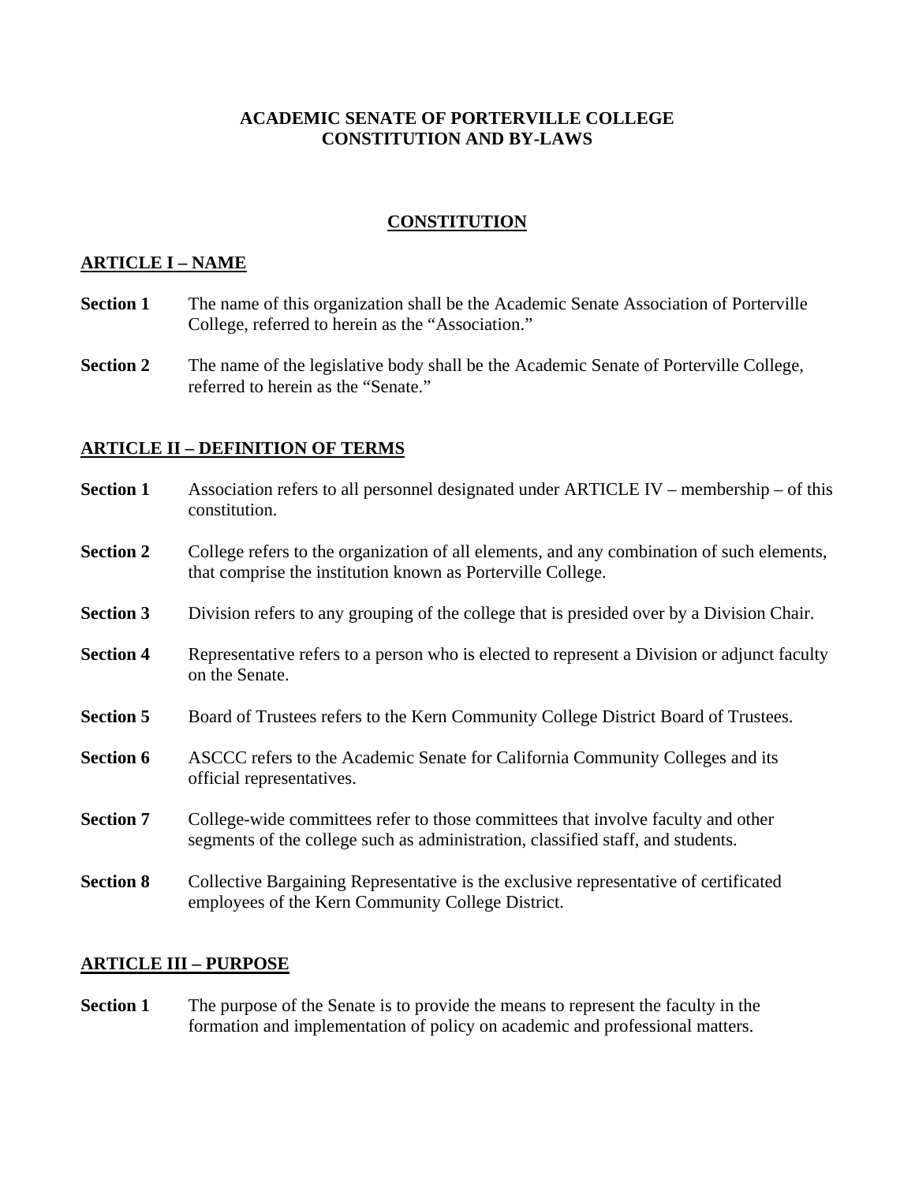# ACADEMIC SENATE OF PORTERVILLE COLLEGE
# CONSTITUTION AND BY-LAWS

## CONSTITUTION

### ARTICLE I – NAME

**Section 1** The name of this organization shall be the Academic Senate Association of Porterville College, referred to herein as the "Association."

**Section 2** The name of the legislative body shall be the Academic Senate of Porterville College, referred to herein as the "Senate."

### ARTICLE II – DEFINITION OF TERMS

**Section 1** Association refers to all personnel designated under ARTICLE IV – membership – of this constitution.

**Section 2** College refers to the organization of all elements, and any combination of such elements, that comprise the institution known as Porterville College.

**Section 3** Division refers to any grouping of the college that is presided over by a Division Chair.

**Section 4** Representative refers to a person who is elected to represent a Division or adjunct faculty on the Senate.

**Section 5** Board of Trustees refers to the Kern Community College District Board of Trustees.

**Section 6** ASCCC refers to the Academic Senate for California Community Colleges and its official representatives.

**Section 7** College-wide committees refer to those committees that involve faculty and other segments of the college such as administration, classified staff, and students.

**Section 8** Collective Bargaining Representative is the exclusive representative of certificated employees of the Kern Community College District.

### ARTICLE III – PURPOSE

**Section 1** The purpose of the Senate is to provide the means to represent the faculty in the formation and implementation of policy on academic and professional matters.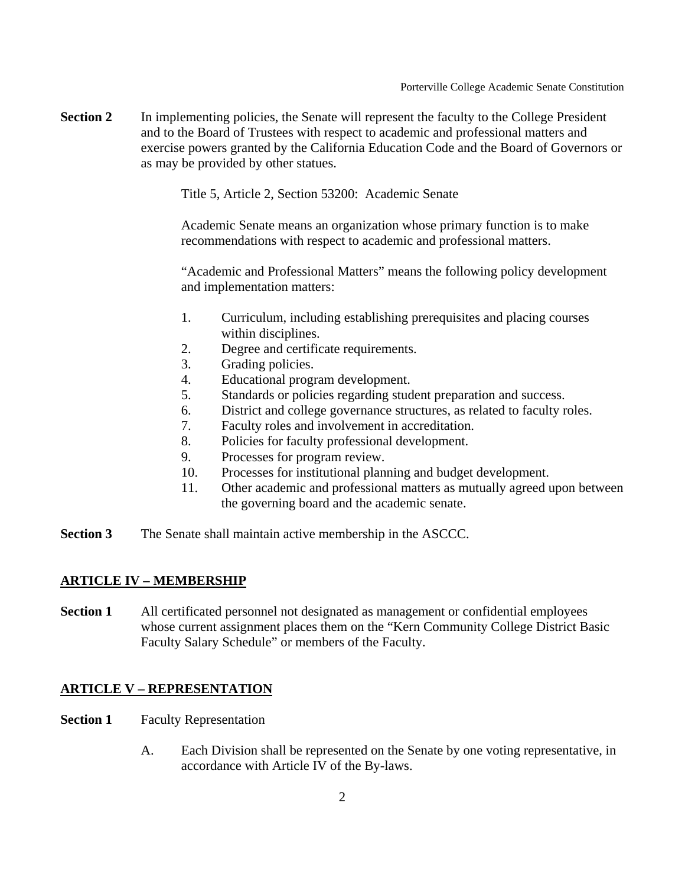**Section 2** In implementing policies, the Senate will represent the faculty to the College President and to the Board of Trustees with respect to academic and professional matters and exercise powers granted by the California Education Code and the Board of Governors or as may be provided by other statues.

> Title 5, Article 2, Section 53200: Academic Senate
>
> Academic Senate means an organization whose primary function is to make recommendations with respect to academic and professional matters.
>
> "Academic and Professional Matters" means the following policy development and implementation matters:
>
> 1. Curriculum, including establishing prerequisites and placing courses within disciplines.
> 2. Degree and certificate requirements.
> 3. Grading policies.
> 4. Educational program development.
> 5. Standards or policies regarding student preparation and success.
> 6. District and college governance structures, as related to faculty roles.
> 7. Faculty roles and involvement in accreditation.
> 8. Policies for faculty professional development.
> 9. Processes for program review.
> 10. Processes for institutional planning and budget development.
> 11. Other academic and professional matters as mutually agreed upon between the governing board and the academic senate.

**Section 3** The Senate shall maintain active membership in the ASCCC.

## ARTICLE IV – MEMBERSHIP

**Section 1** All certificated personnel not designated as management or confidential employees whose current assignment places them on the "Kern Community College District Basic Faculty Salary Schedule" or members of the Faculty.

## ARTICLE V – REPRESENTATION

**Section 1** Faculty Representation

A. Each Division shall be represented on the Senate by one voting representative, in accordance with Article IV of the By-laws.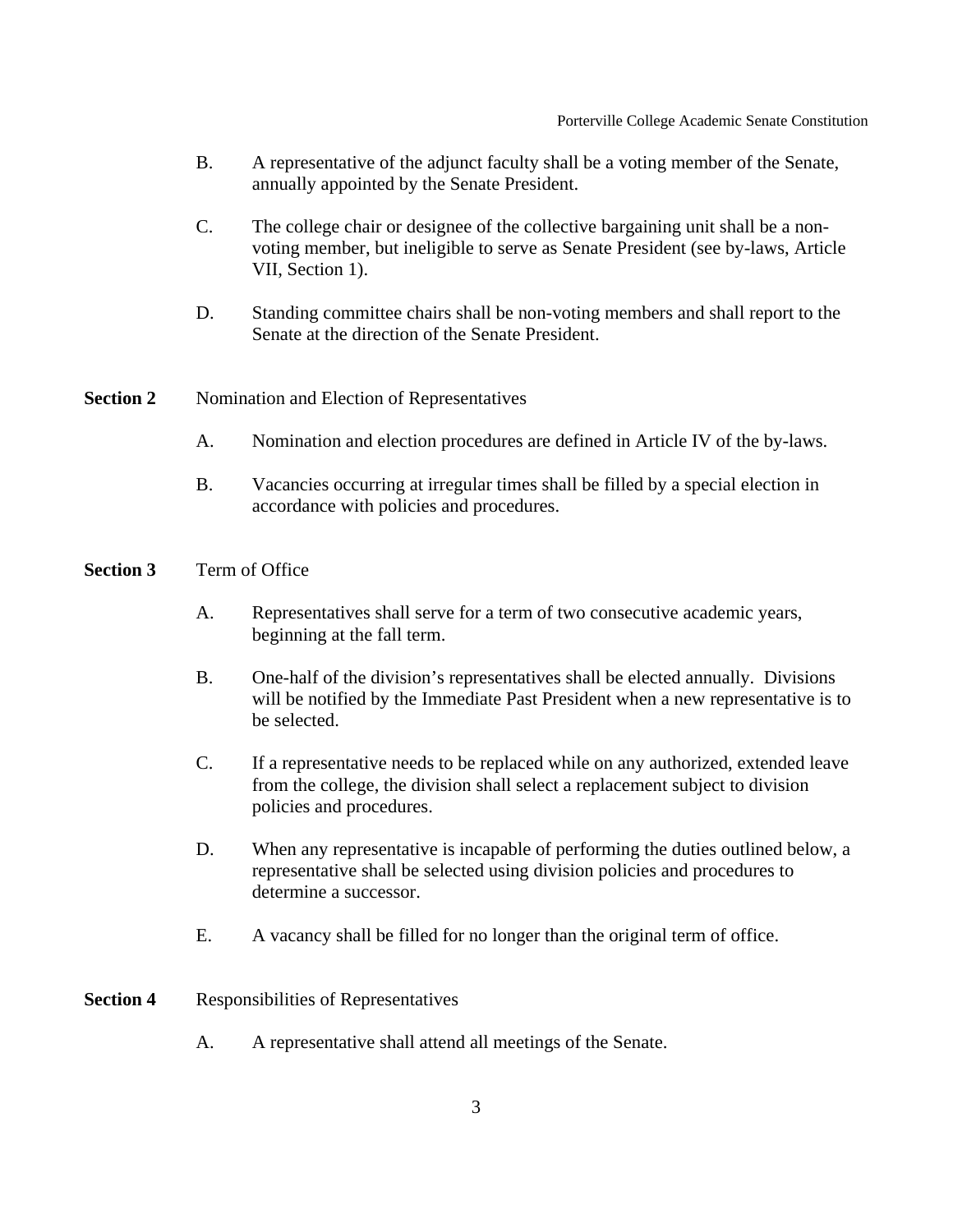B. A representative of the adjunct faculty shall be a voting member of the Senate, annually appointed by the Senate President.

C. The college chair or designee of the collective bargaining unit shall be a non-voting member, but ineligible to serve as Senate President (see by-laws, Article VII, Section 1).

D. Standing committee chairs shall be non-voting members and shall report to the Senate at the direction of the Senate President.

**Section 2** Nomination and Election of Representatives

A. Nomination and election procedures are defined in Article IV of the by-laws.

B. Vacancies occurring at irregular times shall be filled by a special election in accordance with policies and procedures.

**Section 3** Term of Office

A. Representatives shall serve for a term of two consecutive academic years, beginning at the fall term.

B. One-half of the division's representatives shall be elected annually. Divisions will be notified by the Immediate Past President when a new representative is to be selected.

C. If a representative needs to be replaced while on any authorized, extended leave from the college, the division shall select a replacement subject to division policies and procedures.

D. When any representative is incapable of performing the duties outlined below, a representative shall be selected using division policies and procedures to determine a successor.

E. A vacancy shall be filled for no longer than the original term of office.

**Section 4** Responsibilities of Representatives

A. A representative shall attend all meetings of the Senate.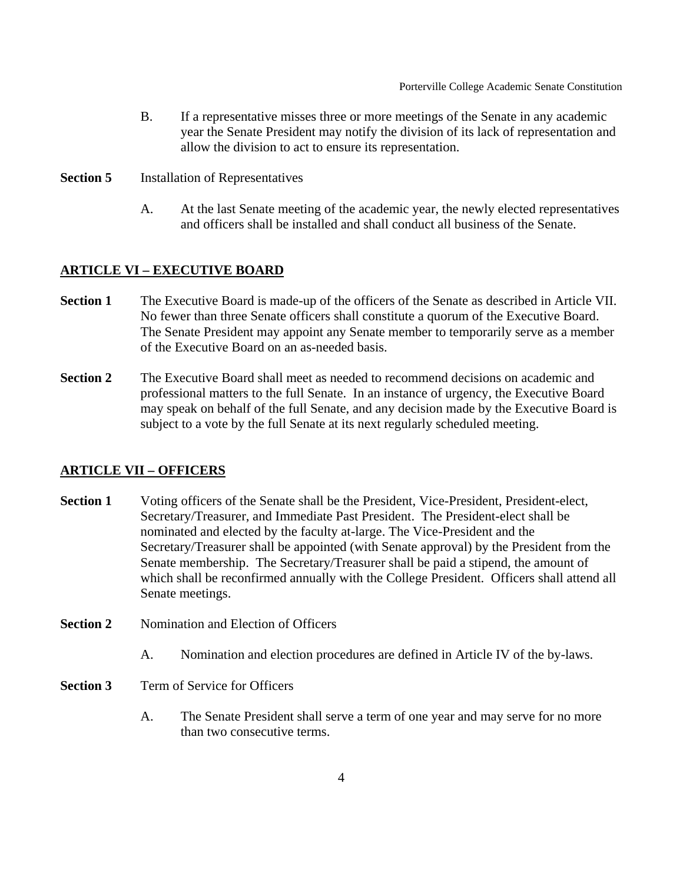B. If a representative misses three or more meetings of the Senate in any academic year the Senate President may notify the division of its lack of representation and allow the division to act to ensure its representation.

**Section 5** Installation of Representatives

A. At the last Senate meeting of the academic year, the newly elected representatives and officers shall be installed and shall conduct all business of the Senate.

## ARTICLE VI – EXECUTIVE BOARD

**Section 1** The Executive Board is made-up of the officers of the Senate as described in Article VII. No fewer than three Senate officers shall constitute a quorum of the Executive Board. The Senate President may appoint any Senate member to temporarily serve as a member of the Executive Board on an as-needed basis.

**Section 2** The Executive Board shall meet as needed to recommend decisions on academic and professional matters to the full Senate. In an instance of urgency, the Executive Board may speak on behalf of the full Senate, and any decision made by the Executive Board is subject to a vote by the full Senate at its next regularly scheduled meeting.

## ARTICLE VII – OFFICERS

**Section 1** Voting officers of the Senate shall be the President, Vice-President, President-elect, Secretary/Treasurer, and Immediate Past President. The President-elect shall be nominated and elected by the faculty at-large. The Vice-President and the Secretary/Treasurer shall be appointed (with Senate approval) by the President from the Senate membership. The Secretary/Treasurer shall be paid a stipend, the amount of which shall be reconfirmed annually with the College President. Officers shall attend all Senate meetings.

**Section 2** Nomination and Election of Officers

A. Nomination and election procedures are defined in Article IV of the by-laws.

**Section 3** Term of Service for Officers

A. The Senate President shall serve a term of one year and may serve for no more than two consecutive terms.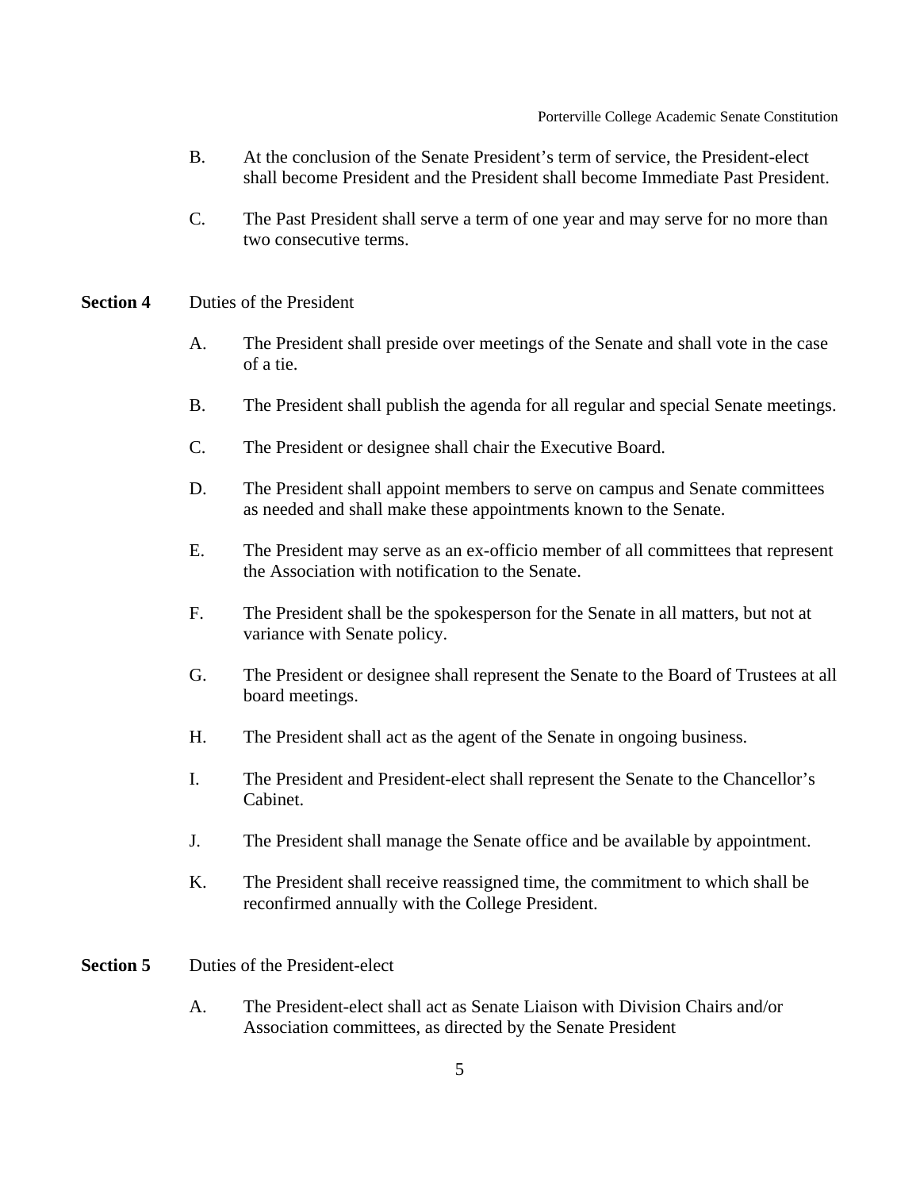B. At the conclusion of the Senate President's term of service, the President-elect shall become President and the President shall become Immediate Past President.

C. The Past President shall serve a term of one year and may serve for no more than two consecutive terms.

**Section 4** Duties of the President

A. The President shall preside over meetings of the Senate and shall vote in the case of a tie.

B. The President shall publish the agenda for all regular and special Senate meetings.

C. The President or designee shall chair the Executive Board.

D. The President shall appoint members to serve on campus and Senate committees as needed and shall make these appointments known to the Senate.

E. The President may serve as an ex-officio member of all committees that represent the Association with notification to the Senate.

F. The President shall be the spokesperson for the Senate in all matters, but not at variance with Senate policy.

G. The President or designee shall represent the Senate to the Board of Trustees at all board meetings.

H. The President shall act as the agent of the Senate in ongoing business.

I. The President and President-elect shall represent the Senate to the Chancellor's Cabinet.

J. The President shall manage the Senate office and be available by appointment.

K. The President shall receive reassigned time, the commitment to which shall be reconfirmed annually with the College President.

**Section 5** Duties of the President-elect

A. The President-elect shall act as Senate Liaison with Division Chairs and/or Association committees, as directed by the Senate President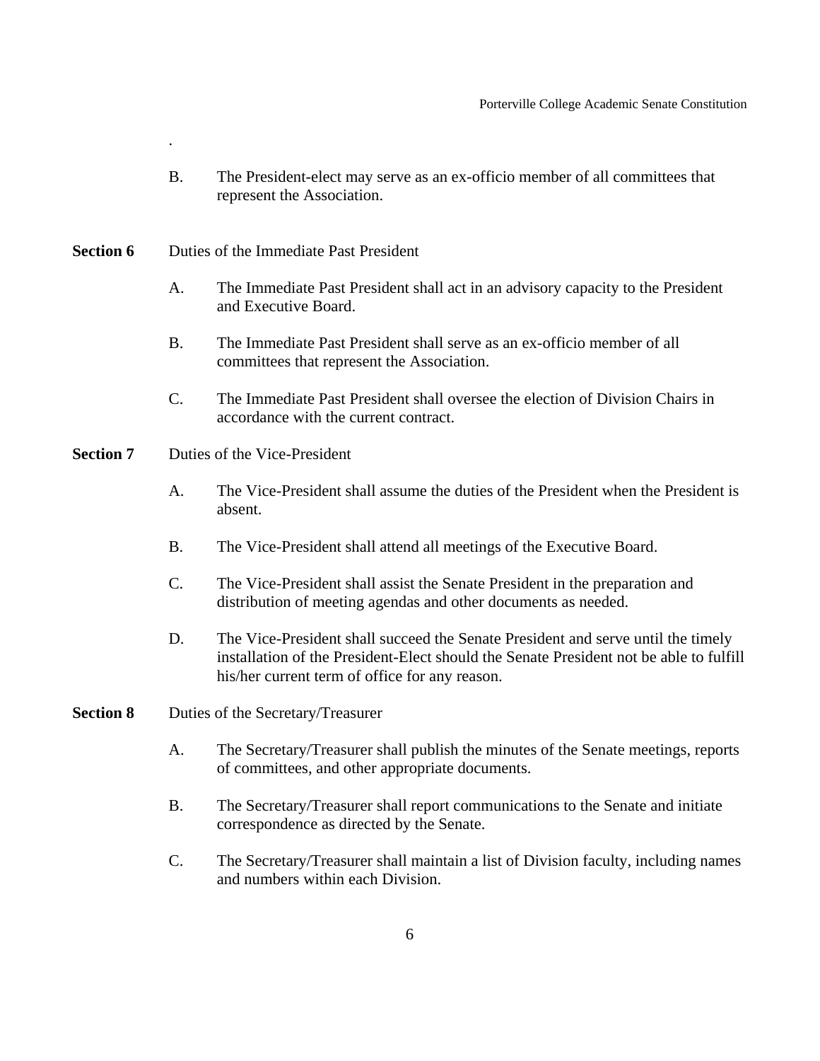.

B. The President-elect may serve as an ex-officio member of all committees that represent the Association.

**Section 6** Duties of the Immediate Past President

A. The Immediate Past President shall act in an advisory capacity to the President and Executive Board.

B. The Immediate Past President shall serve as an ex-officio member of all committees that represent the Association.

C. The Immediate Past President shall oversee the election of Division Chairs in accordance with the current contract.

**Section 7** Duties of the Vice-President

A. The Vice-President shall assume the duties of the President when the President is absent.

B. The Vice-President shall attend all meetings of the Executive Board.

C. The Vice-President shall assist the Senate President in the preparation and distribution of meeting agendas and other documents as needed.

D. The Vice-President shall succeed the Senate President and serve until the timely installation of the President-Elect should the Senate President not be able to fulfill his/her current term of office for any reason.

**Section 8** Duties of the Secretary/Treasurer

A. The Secretary/Treasurer shall publish the minutes of the Senate meetings, reports of committees, and other appropriate documents.

B. The Secretary/Treasurer shall report communications to the Senate and initiate correspondence as directed by the Senate.

C. The Secretary/Treasurer shall maintain a list of Division faculty, including names and numbers within each Division.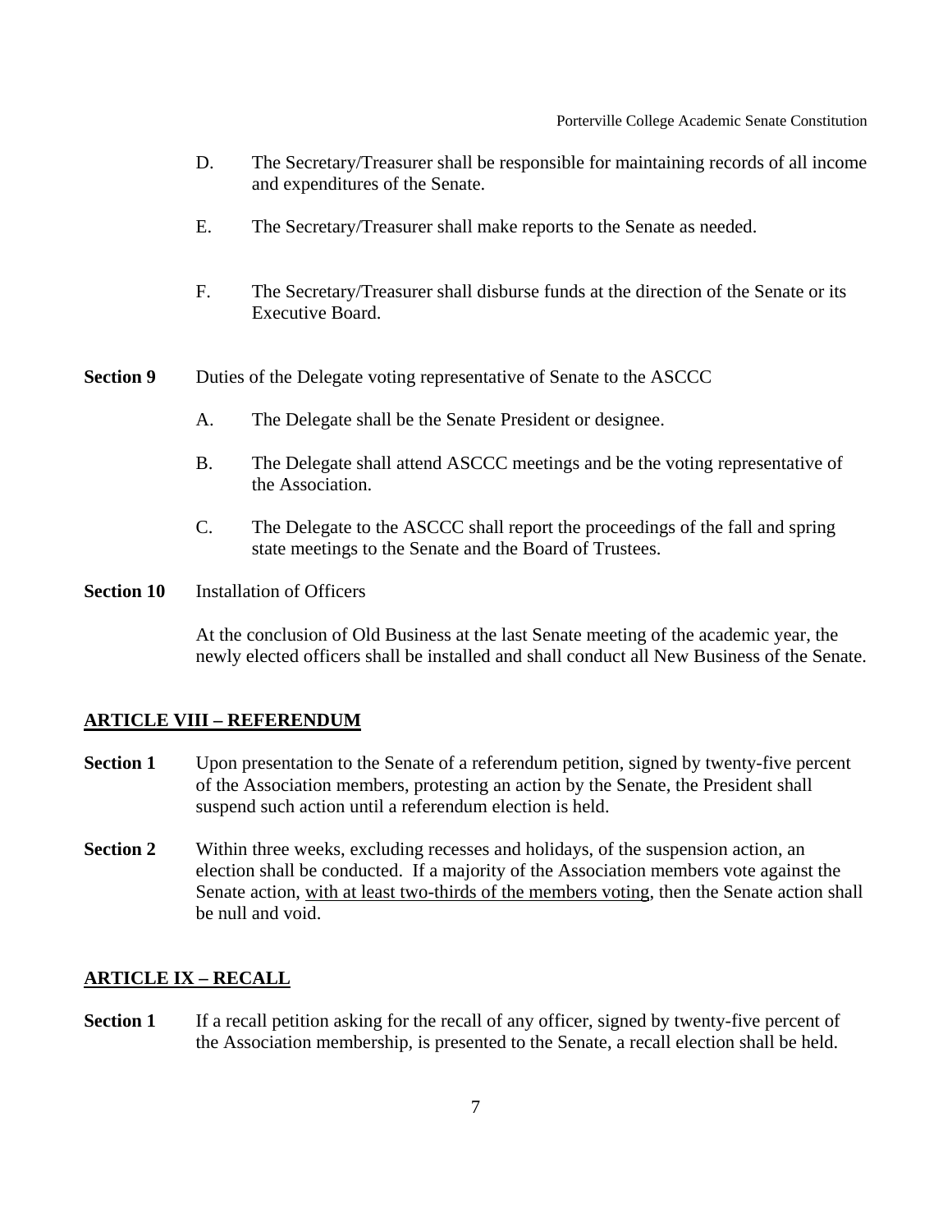D. The Secretary/Treasurer shall be responsible for maintaining records of all income and expenditures of the Senate.

E. The Secretary/Treasurer shall make reports to the Senate as needed.

F. The Secretary/Treasurer shall disburse funds at the direction of the Senate or its Executive Board.

**Section 9** Duties of the Delegate voting representative of Senate to the ASCCC

A. The Delegate shall be the Senate President or designee.

B. The Delegate shall attend ASCCC meetings and be the voting representative of the Association.

C. The Delegate to the ASCCC shall report the proceedings of the fall and spring state meetings to the Senate and the Board of Trustees.

**Section 10** Installation of Officers

At the conclusion of Old Business at the last Senate meeting of the academic year, the newly elected officers shall be installed and shall conduct all New Business of the Senate.

## ARTICLE VIII – REFERENDUM

**Section 1** Upon presentation to the Senate of a referendum petition, signed by twenty-five percent of the Association members, protesting an action by the Senate, the President shall suspend such action until a referendum election is held.

**Section 2** Within three weeks, excluding recesses and holidays, of the suspension action, an election shall be conducted. If a majority of the Association members vote against the Senate action, <u>with at least two-thirds of the members voting</u>, then the Senate action shall be null and void.

## ARTICLE IX – RECALL

**Section 1** If a recall petition asking for the recall of any officer, signed by twenty-five percent of the Association membership, is presented to the Senate, a recall election shall be held.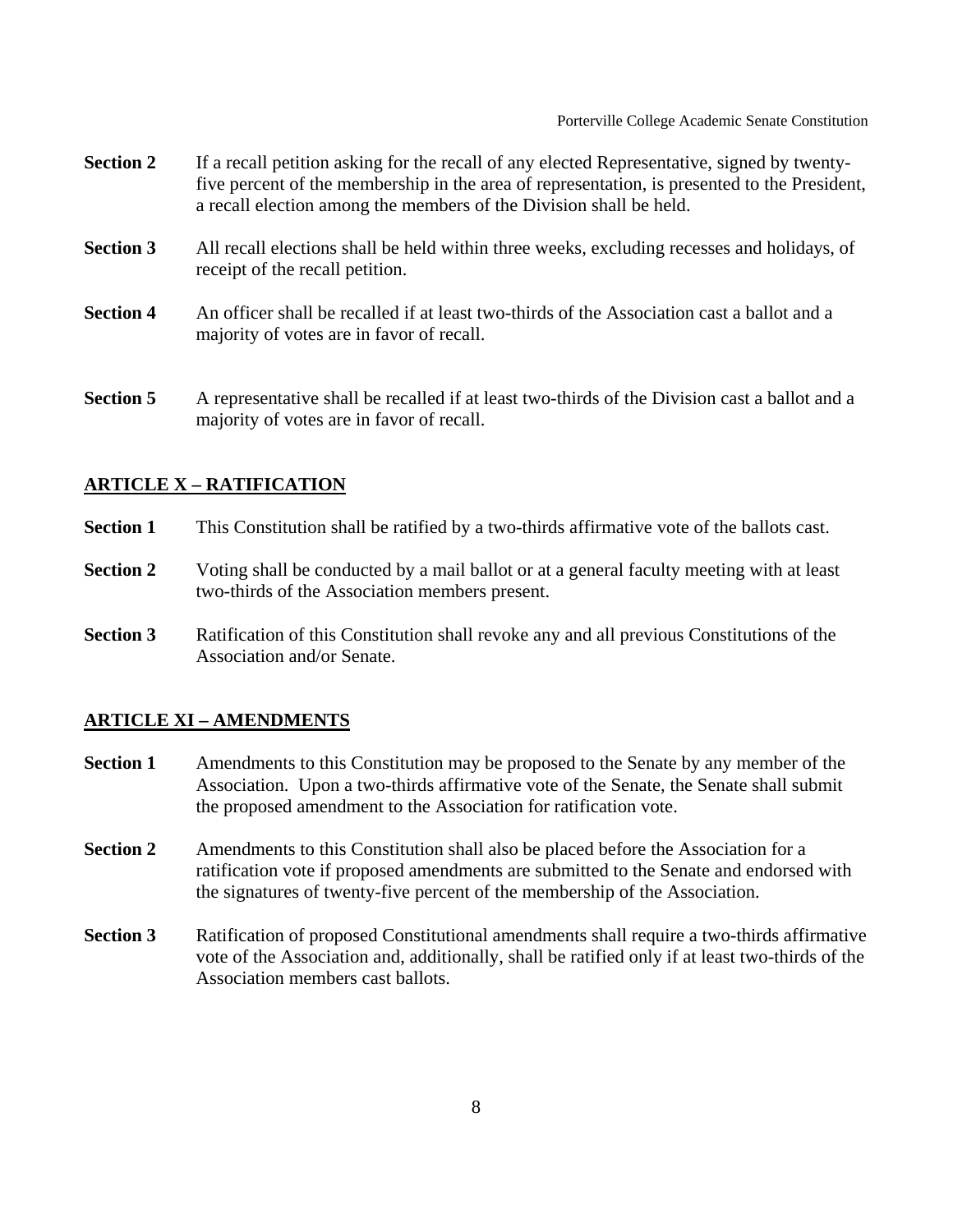**Section 2** If a recall petition asking for the recall of any elected Representative, signed by twenty-five percent of the membership in the area of representation, is presented to the President, a recall election among the members of the Division shall be held.

**Section 3** All recall elections shall be held within three weeks, excluding recesses and holidays, of receipt of the recall petition.

**Section 4** An officer shall be recalled if at least two-thirds of the Association cast a ballot and a majority of votes are in favor of recall.

**Section 5** A representative shall be recalled if at least two-thirds of the Division cast a ballot and a majority of votes are in favor of recall.

## ARTICLE X – RATIFICATION

**Section 1** This Constitution shall be ratified by a two-thirds affirmative vote of the ballots cast.

**Section 2** Voting shall be conducted by a mail ballot or at a general faculty meeting with at least two-thirds of the Association members present.

**Section 3** Ratification of this Constitution shall revoke any and all previous Constitutions of the Association and/or Senate.

## ARTICLE XI – AMENDMENTS

**Section 1** Amendments to this Constitution may be proposed to the Senate by any member of the Association. Upon a two-thirds affirmative vote of the Senate, the Senate shall submit the proposed amendment to the Association for ratification vote.

**Section 2** Amendments to this Constitution shall also be placed before the Association for a ratification vote if proposed amendments are submitted to the Senate and endorsed with the signatures of twenty-five percent of the membership of the Association.

**Section 3** Ratification of proposed Constitutional amendments shall require a two-thirds affirmative vote of the Association and, additionally, shall be ratified only if at least two-thirds of the Association members cast ballots.